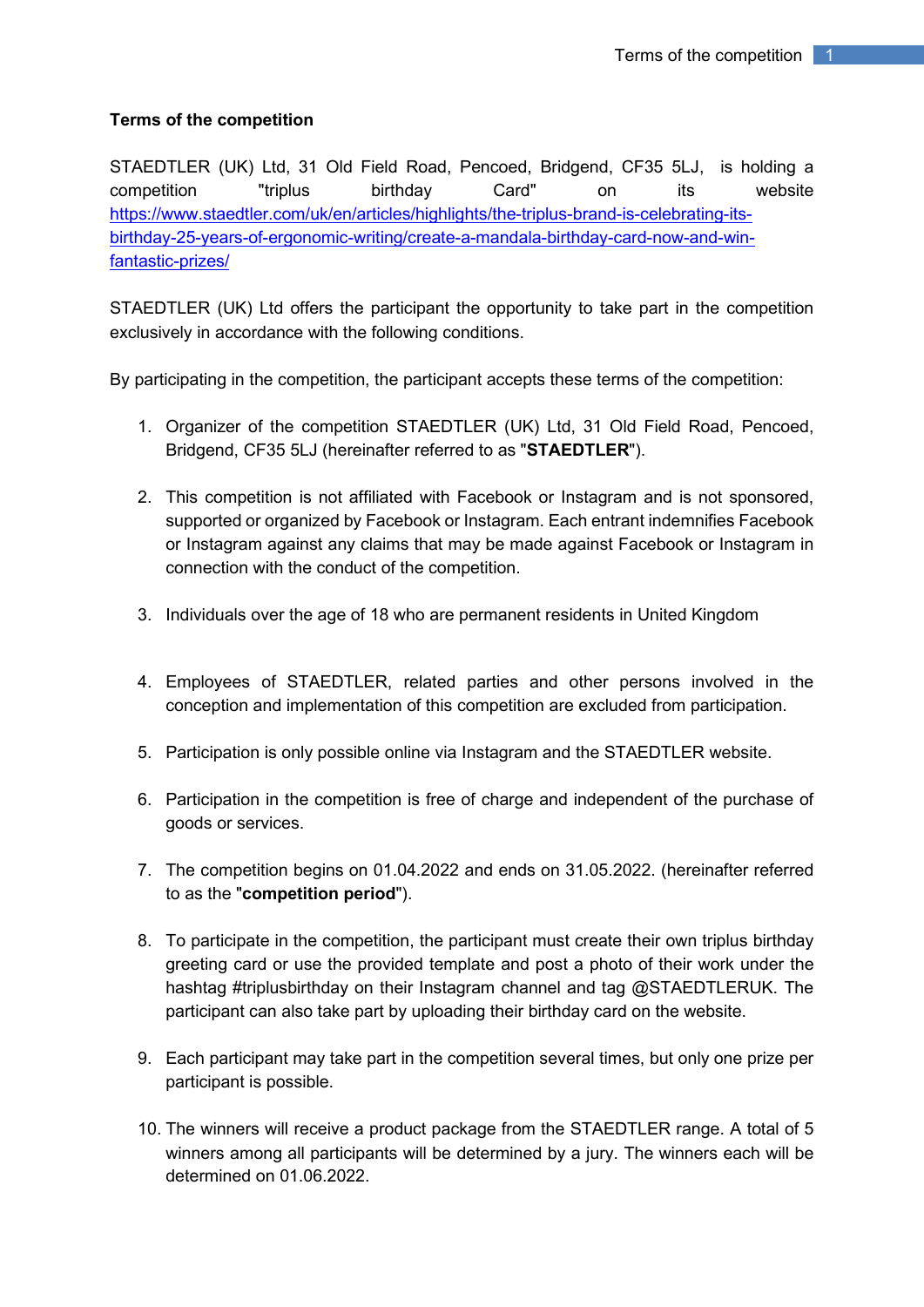**Terms of the competition**

STAEDTLER (UK) Ltd, 31 Old Field Road, Pencoed, Bridgend, CF35 5LJ, is holding a competition "triplus birthday Card" on its website [https://www.staedtler.com/uk/en/articles/highlights/the-triplus-brand-is-celebrating-its-birthday-25-years-of-ergonomic-writing/create-a-mandala-birthday-card-now-and-win-fantastic-prizes/](https://www.staedtler.com/uk/en/articles/highlights/the-triplus-brand-is-celebrating-its-birthday-25-years-of-ergonomic-writing/create-a-mandala-birthday-card-now-and-win-fantastic-prizes/)

STAEDTLER (UK) Ltd offers the participant the opportunity to take part in the competition exclusively in accordance with the following conditions.

By participating in the competition, the participant accepts these terms of the competition:

1. Organizer of the competition STAEDTLER (UK) Ltd, 31 Old Field Road, Pencoed, Bridgend, CF35 5LJ (hereinafter referred to as "**STAEDTLER**").

2. This competition is not affiliated with Facebook or Instagram and is not sponsored, supported or organized by Facebook or Instagram. Each entrant indemnifies Facebook or Instagram against any claims that may be made against Facebook or Instagram in connection with the conduct of the competition.

3. Individuals over the age of 18 who are permanent residents in United Kingdom

4. Employees of STAEDTLER, related parties and other persons involved in the conception and implementation of this competition are excluded from participation.

5. Participation is only possible online via Instagram and the STAEDTLER website.

6. Participation in the competition is free of charge and independent of the purchase of goods or services.

7. The competition begins on 01.04.2022 and ends on 31.05.2022. (hereinafter referred to as the "**competition period**").

8. To participate in the competition, the participant must create their own triplus birthday greeting card or use the provided template and post a photo of their work under the hashtag #triplusbirthday on their Instagram channel and tag @STAEDTLERUK. The participant can also take part by uploading their birthday card on the website.

9. Each participant may take part in the competition several times, but only one prize per participant is possible.

10. The winners will receive a product package from the STAEDTLER range. A total of 5 winners among all participants will be determined by a jury. The winners each will be determined on 01.06.2022.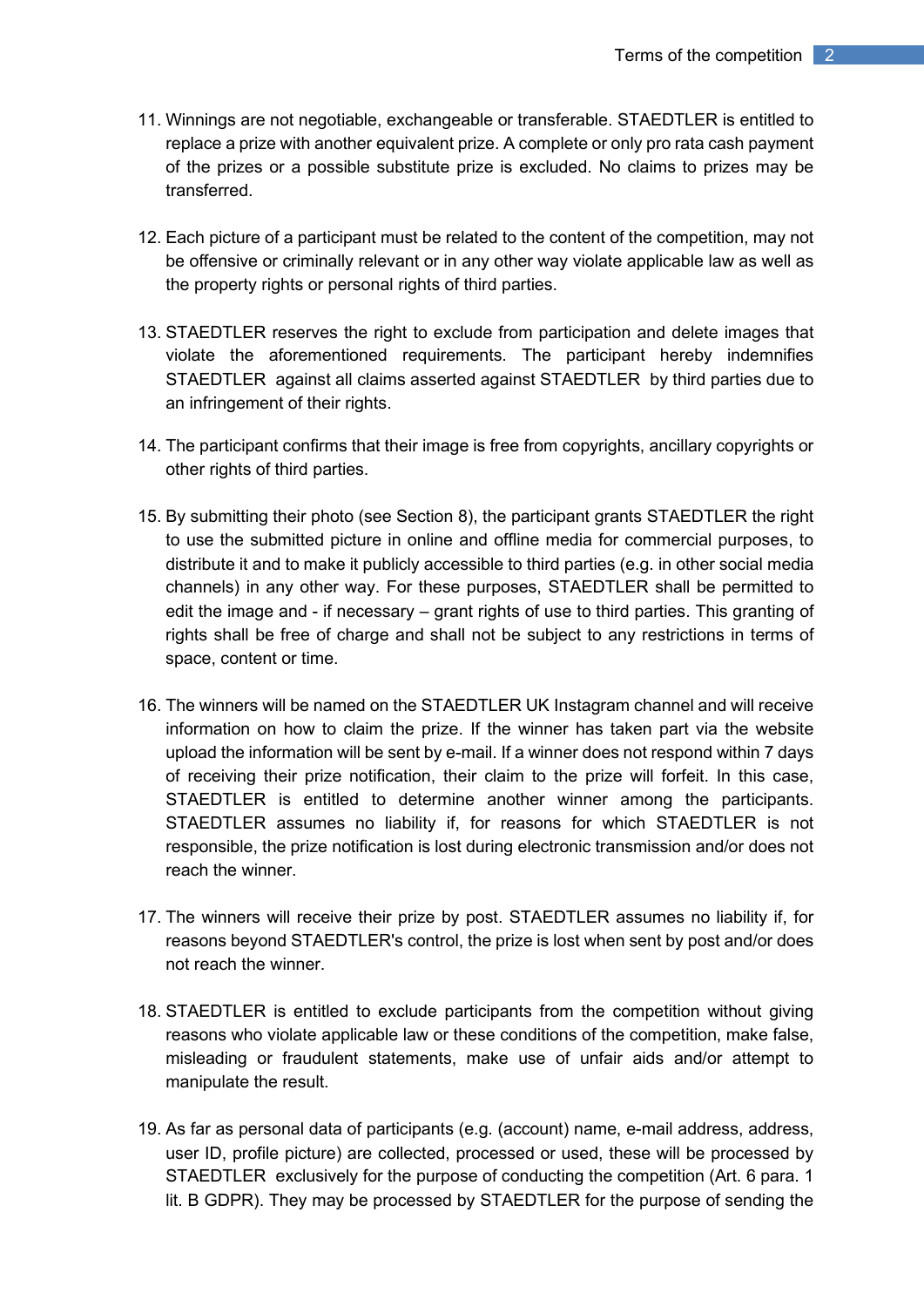11. Winnings are not negotiable, exchangeable or transferable. STAEDTLER is entitled to replace a prize with another equivalent prize. A complete or only pro rata cash payment of the prizes or a possible substitute prize is excluded. No claims to prizes may be transferred.

12. Each picture of a participant must be related to the content of the competition, may not be offensive or criminally relevant or in any other way violate applicable law as well as the property rights or personal rights of third parties.

13. STAEDTLER reserves the right to exclude from participation and delete images that violate the aforementioned requirements. The participant hereby indemnifies STAEDTLER against all claims asserted against STAEDTLER by third parties due to an infringement of their rights.

14. The participant confirms that their image is free from copyrights, ancillary copyrights or other rights of third parties.

15. By submitting their photo (see Section 8), the participant grants STAEDTLER the right to use the submitted picture in online and offline media for commercial purposes, to distribute it and to make it publicly accessible to third parties (e.g. in other social media channels) in any other way. For these purposes, STAEDTLER shall be permitted to edit the image and - if necessary – grant rights of use to third parties. This granting of rights shall be free of charge and shall not be subject to any restrictions in terms of space, content or time.

16. The winners will be named on the STAEDTLER UK Instagram channel and will receive information on how to claim the prize. If the winner has taken part via the website upload the information will be sent by e-mail. If a winner does not respond within 7 days of receiving their prize notification, their claim to the prize will forfeit. In this case, STAEDTLER is entitled to determine another winner among the participants. STAEDTLER assumes no liability if, for reasons for which STAEDTLER is not responsible, the prize notification is lost during electronic transmission and/or does not reach the winner.

17. The winners will receive their prize by post. STAEDTLER assumes no liability if, for reasons beyond STAEDTLER's control, the prize is lost when sent by post and/or does not reach the winner.

18. STAEDTLER is entitled to exclude participants from the competition without giving reasons who violate applicable law or these conditions of the competition, make false, misleading or fraudulent statements, make use of unfair aids and/or attempt to manipulate the result.

19. As far as personal data of participants (e.g. (account) name, e-mail address, address, user ID, profile picture) are collected, processed or used, these will be processed by STAEDTLER exclusively for the purpose of conducting the competition (Art. 6 para. 1 lit. B GDPR). They may be processed by STAEDTLER for the purpose of sending the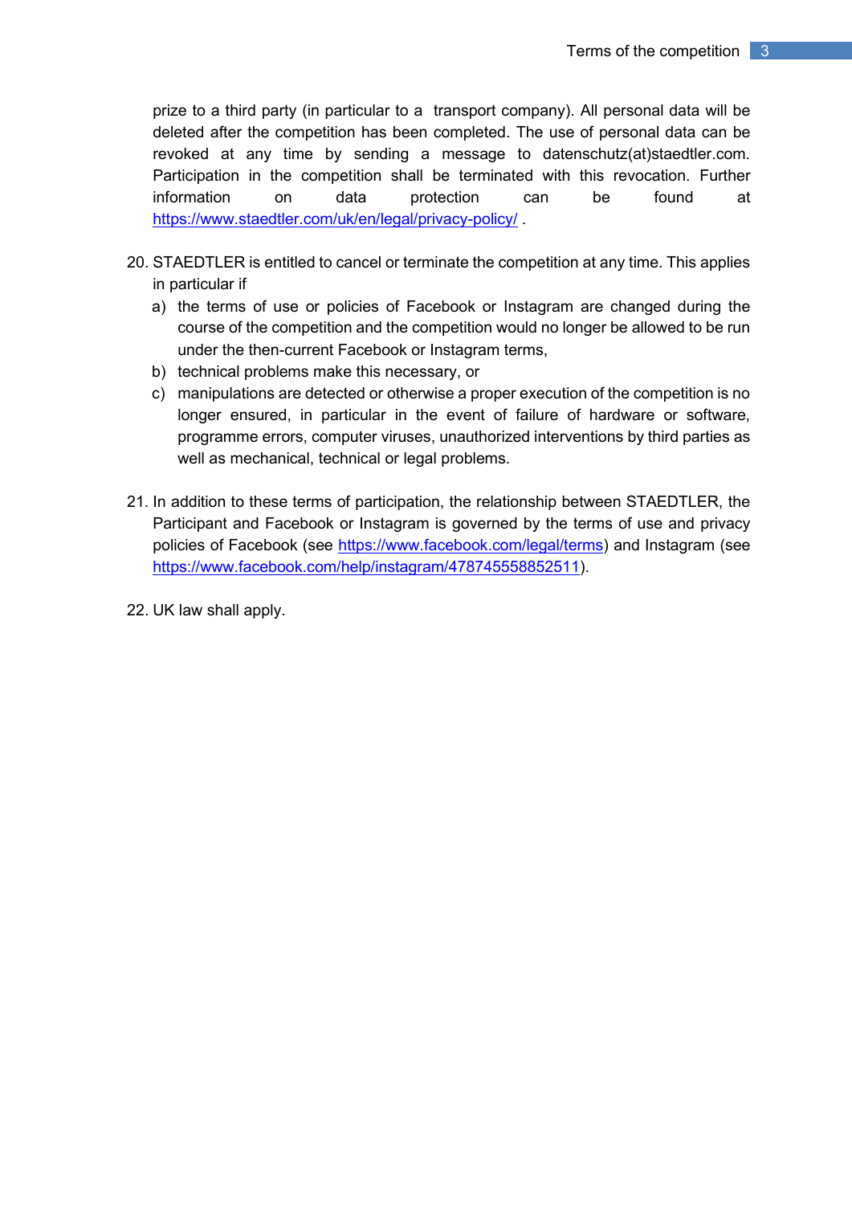prize to a third party (in particular to a transport company). All personal data will be deleted after the competition has been completed. The use of personal data can be revoked at any time by sending a message to datenschutz(at)staedtler.com. Participation in the competition shall be terminated with this revocation. Further information on data protection can be found at [https://www.staedtler.com/uk/en/legal/privacy-policy/](https://www.staedtler.com/uk/en/legal/privacy-policy/) .

20. STAEDTLER is entitled to cancel or terminate the competition at any time. This applies in particular if
    a) the terms of use or policies of Facebook or Instagram are changed during the course of the competition and the competition would no longer be allowed to be run under the then-current Facebook or Instagram terms,
    b) technical problems make this necessary, or
    c) manipulations are detected or otherwise a proper execution of the competition is no longer ensured, in particular in the event of failure of hardware or software, programme errors, computer viruses, unauthorized interventions by third parties as well as mechanical, technical or legal problems.

21. In addition to these terms of participation, the relationship between STAEDTLER, the Participant and Facebook or Instagram is governed by the terms of use and privacy policies of Facebook (see [https://www.facebook.com/legal/terms](https://www.facebook.com/legal/terms)) and Instagram (see [https://www.facebook.com/help/instagram/478745558852511](https://www.facebook.com/help/instagram/478745558852511)).

22. UK law shall apply.